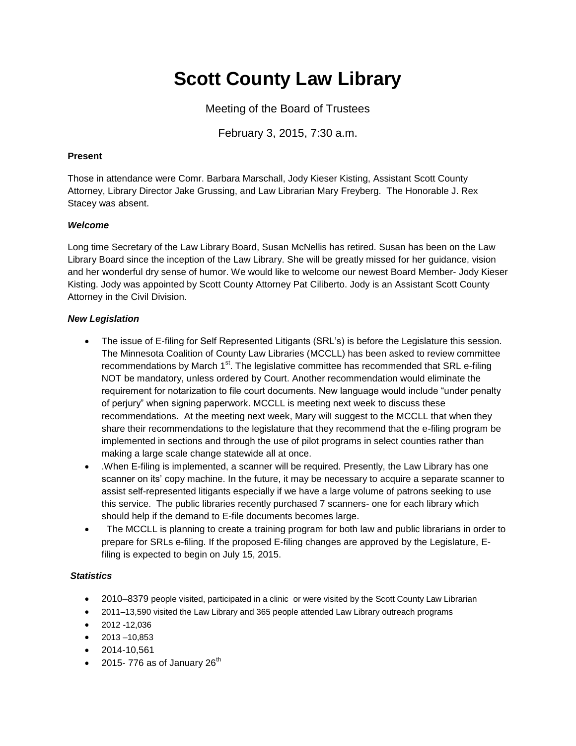# Scott County Law Library

Meeting of the Board of Trustees

February 3, 2015, 7:30 a.m.

**Present**

Those in attendance were Comr. Barbara Marschall, Jody Kieser Kisting, Assistant Scott County Attorney, Library Director Jake Grussing, and Law Librarian Mary Freyberg. The Honorable J. Rex Stacey was absent.

***Welcome***

Long time Secretary of the Law Library Board, Susan McNellis has retired. Susan has been on the Law Library Board since the inception of the Law Library. She will be greatly missed for her guidance, vision and her wonderful dry sense of humor. We would like to welcome our newest Board Member- Jody Kieser Kisting. Jody was appointed by Scott County Attorney Pat Ciliberto. Jody is an Assistant Scott County Attorney in the Civil Division.

***New Legislation***

- The issue of E-filing for Self Represented Litigants (SRL's) is before the Legislature this session. The Minnesota Coalition of County Law Libraries (MCCLL) has been asked to review committee recommendations by March 1st. The legislative committee has recommended that SRL e-filing NOT be mandatory, unless ordered by Court. Another recommendation would eliminate the requirement for notarization to file court documents. New language would include "under penalty of perjury" when signing paperwork. MCCLL is meeting next week to discuss these recommendations. At the meeting next week, Mary will suggest to the MCCLL that when they share their recommendations to the legislature that they recommend that the e-filing program be implemented in sections and through the use of pilot programs in select counties rather than making a large scale change statewide all at once.
- .When E-filing is implemented, a scanner will be required. Presently, the Law Library has one scanner on its' copy machine. In the future, it may be necessary to acquire a separate scanner to assist self-represented litigants especially if we have a large volume of patrons seeking to use this service. The public libraries recently purchased 7 scanners- one for each library which should help if the demand to E-file documents becomes large.
- The MCCLL is planning to create a training program for both law and public librarians in order to prepare for SRLs e-filing. If the proposed E-filing changes are approved by the Legislature, E-filing is expected to begin on July 15, 2015.

***Statistics***

- 2010–8379 people visited, participated in a clinic or were visited by the Scott County Law Librarian
- 2011–13,590 visited the Law Library and 365 people attended Law Library outreach programs
- 2012 -12,036
- 2013 –10,853
- 2014-10,561
- 2015- 776 as of January 26th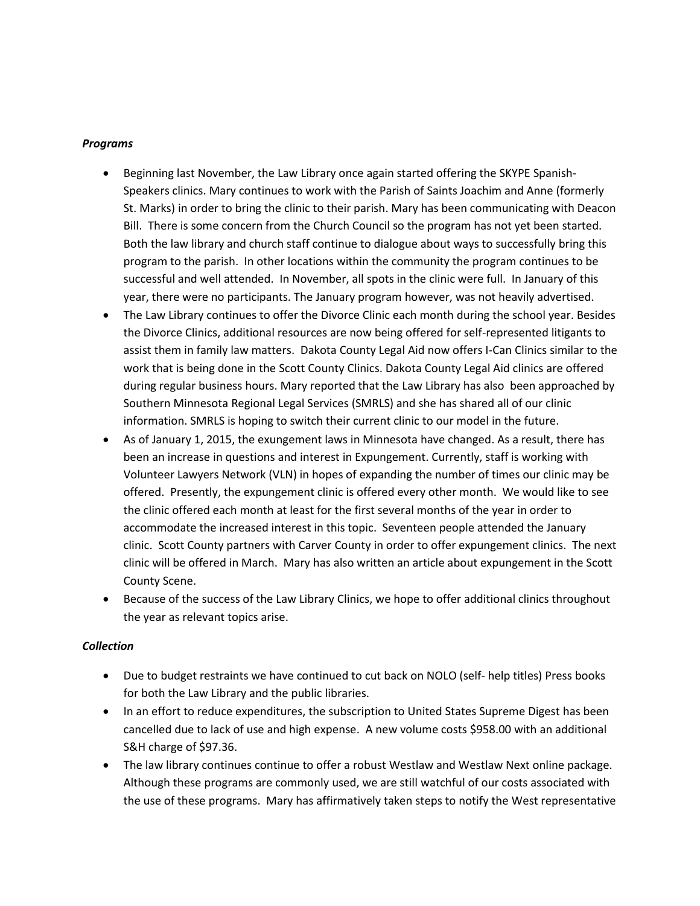### *Programs*

- Beginning last November, the Law Library once again started offering the SKYPE Spanish-Speakers clinics. Mary continues to work with the Parish of Saints Joachim and Anne (formerly St. Marks) in order to bring the clinic to their parish. Mary has been communicating with Deacon Bill. There is some concern from the Church Council so the program has not yet been started. Both the law library and church staff continue to dialogue about ways to successfully bring this program to the parish. In other locations within the community the program continues to be successful and well attended. In November, all spots in the clinic were full. In January of this year, there were no participants. The January program however, was not heavily advertised.
- The Law Library continues to offer the Divorce Clinic each month during the school year. Besides the Divorce Clinics, additional resources are now being offered for self-represented litigants to assist them in family law matters. Dakota County Legal Aid now offers I-Can Clinics similar to the work that is being done in the Scott County Clinics. Dakota County Legal Aid clinics are offered during regular business hours. Mary reported that the Law Library has also been approached by Southern Minnesota Regional Legal Services (SMRLS) and she has shared all of our clinic information. SMRLS is hoping to switch their current clinic to our model in the future.
- As of January 1, 2015, the exungement laws in Minnesota have changed. As a result, there has been an increase in questions and interest in Expungement. Currently, staff is working with Volunteer Lawyers Network (VLN) in hopes of expanding the number of times our clinic may be offered. Presently, the expungement clinic is offered every other month. We would like to see the clinic offered each month at least for the first several months of the year in order to accommodate the increased interest in this topic. Seventeen people attended the January clinic. Scott County partners with Carver County in order to offer expungement clinics. The next clinic will be offered in March. Mary has also written an article about expungement in the Scott County Scene.
- Because of the success of the Law Library Clinics, we hope to offer additional clinics throughout the year as relevant topics arise.

### *Collection*

- Due to budget restraints we have continued to cut back on NOLO (self- help titles) Press books for both the Law Library and the public libraries.
- In an effort to reduce expenditures, the subscription to United States Supreme Digest has been cancelled due to lack of use and high expense. A new volume costs $958.00 with an additional S&H charge of $97.36.
- The law library continues continue to offer a robust Westlaw and Westlaw Next online package. Although these programs are commonly used, we are still watchful of our costs associated with the use of these programs. Mary has affirmatively taken steps to notify the West representative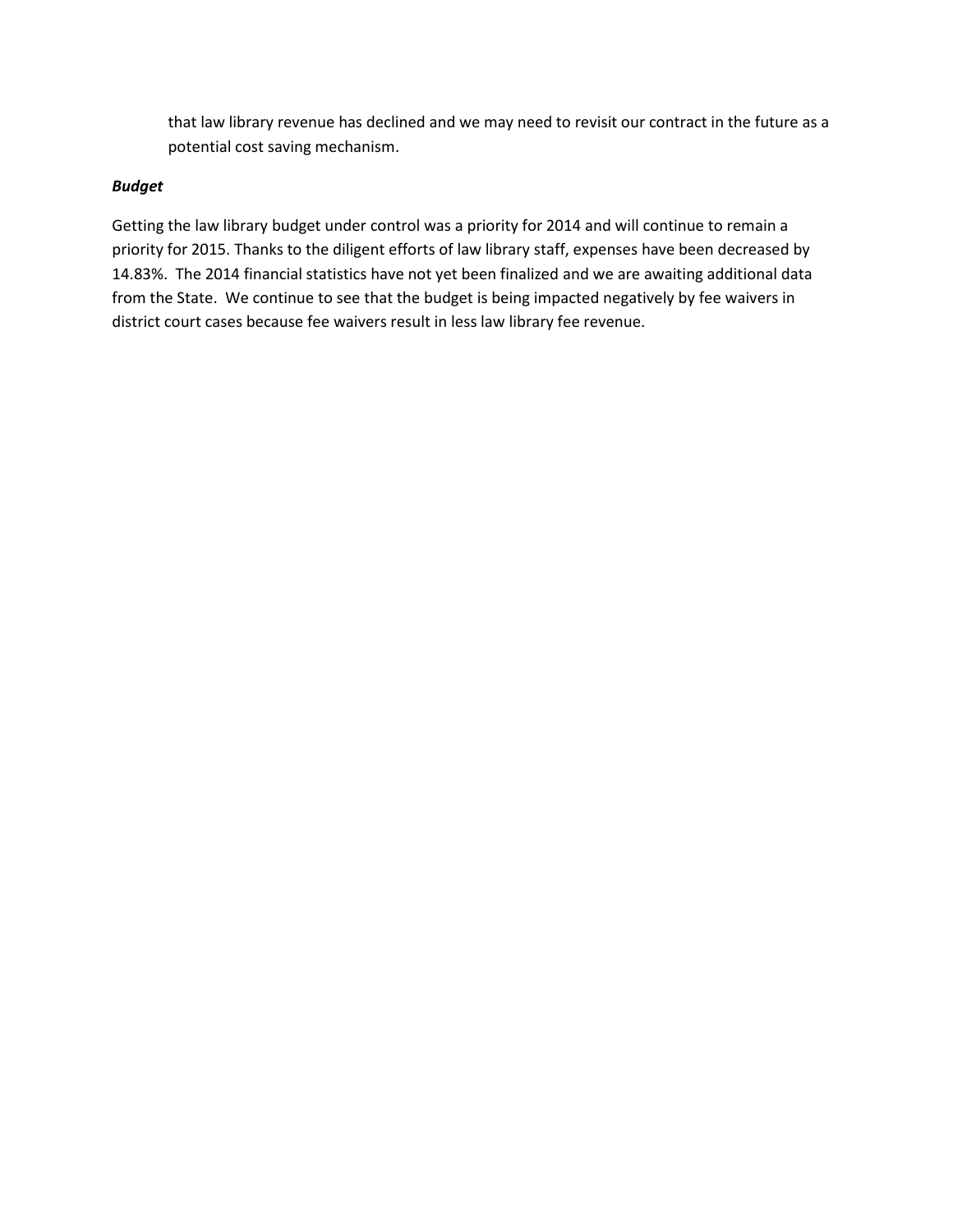that law library revenue has declined and we may need to revisit our contract in the future as a potential cost saving mechanism.

***Budget***

Getting the law library budget under control was a priority for 2014 and will continue to remain a priority for 2015. Thanks to the diligent efforts of law library staff, expenses have been decreased by 14.83%. The 2014 financial statistics have not yet been finalized and we are awaiting additional data from the State. We continue to see that the budget is being impacted negatively by fee waivers in district court cases because fee waivers result in less law library fee revenue.